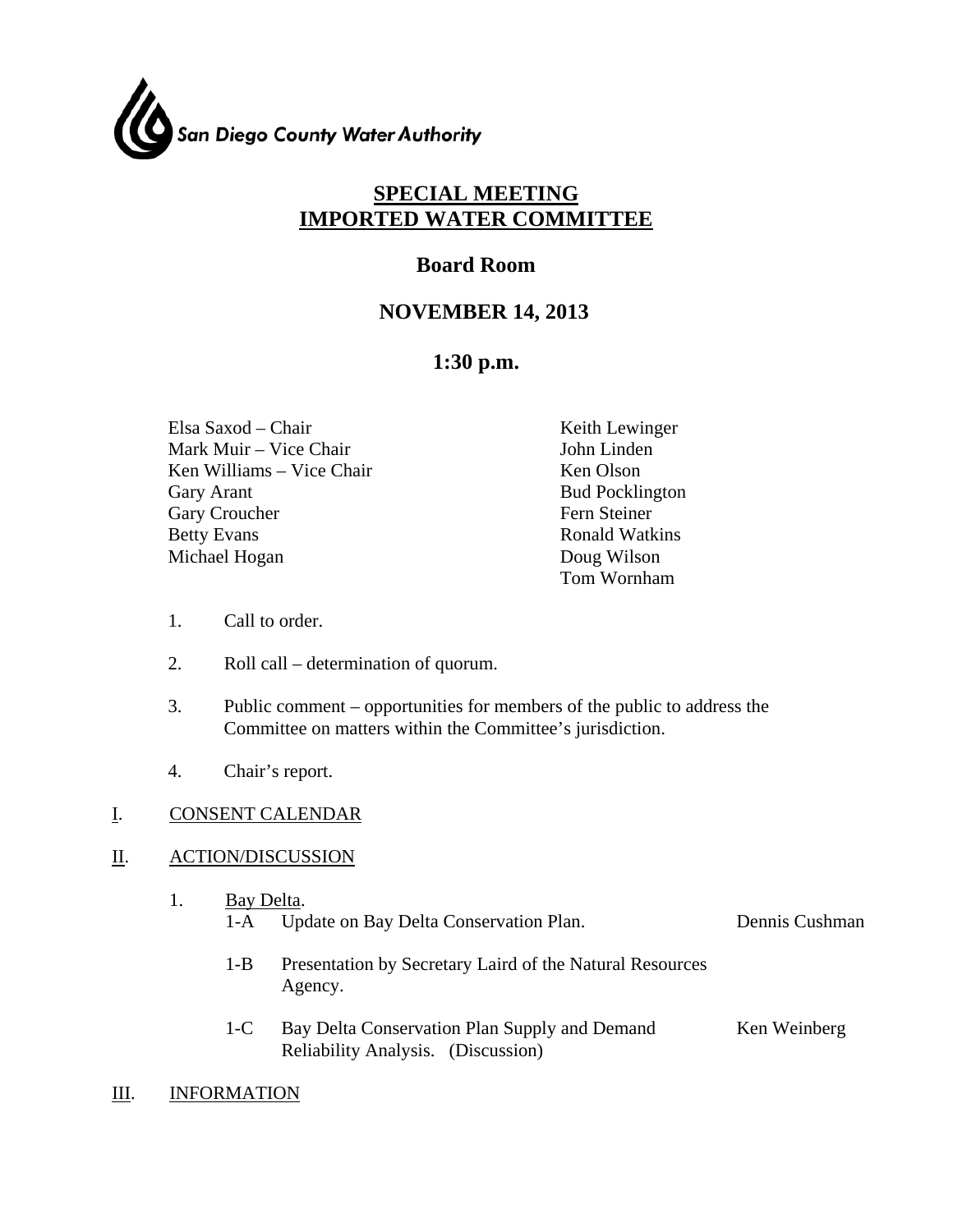San Diego County Water Authority

# SPECIAL MEETING
# IMPORTED WATER COMMITTEE

## Board Room

## NOVEMBER 14, 2013

## 1:30 p.m.

Elsa Saxod – Chair
Mark Muir – Vice Chair
Ken Williams – Vice Chair
Gary Arant
Gary Croucher
Betty Evans
Michael Hogan
Keith Lewinger
John Linden
Ken Olson
Bud Pocklington
Fern Steiner
Ronald Watkins
Doug Wilson
Tom Wornham

1. Call to order.

2. Roll call – determination of quorum.

3. Public comment – opportunities for members of the public to address the Committee on matters within the Committee's jurisdiction.

4. Chair's report.

I. CONSENT CALENDAR

II. ACTION/DISCUSSION

1. Bay Delta.
   - 1-A Update on Bay Delta Conservation Plan. — Dennis Cushman
   - 1-B Presentation by Secretary Laird of the Natural Resources Agency.
   - 1-C Bay Delta Conservation Plan Supply and Demand Reliability Analysis. (Discussion) — Ken Weinberg

III. INFORMATION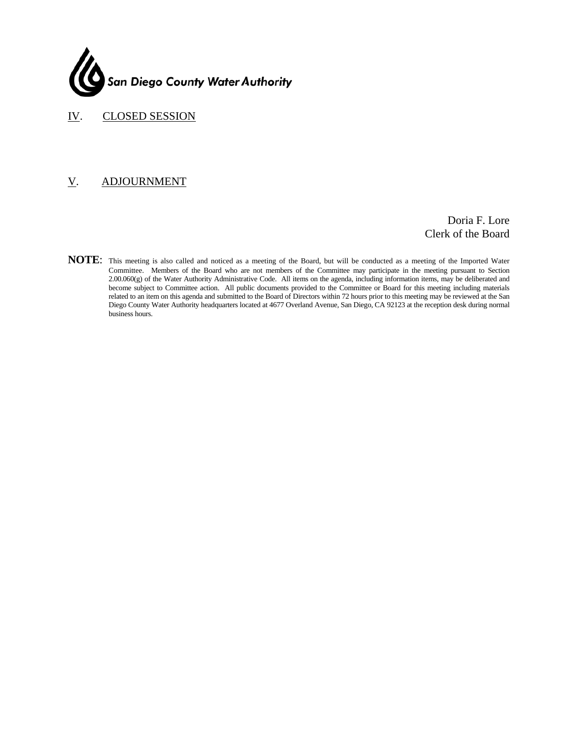San Diego County Water Authority

IV. CLOSED SESSION

V. ADJOURNMENT

Doria F. Lore
Clerk of the Board

**NOTE**: This meeting is also called and noticed as a meeting of the Board, but will be conducted as a meeting of the Imported Water Committee. Members of the Board who are not members of the Committee may participate in the meeting pursuant to Section 2.00.060(g) of the Water Authority Administrative Code. All items on the agenda, including information items, may be deliberated and become subject to Committee action. All public documents provided to the Committee or Board for this meeting including materials related to an item on this agenda and submitted to the Board of Directors within 72 hours prior to this meeting may be reviewed at the San Diego County Water Authority headquarters located at 4677 Overland Avenue, San Diego, CA 92123 at the reception desk during normal business hours.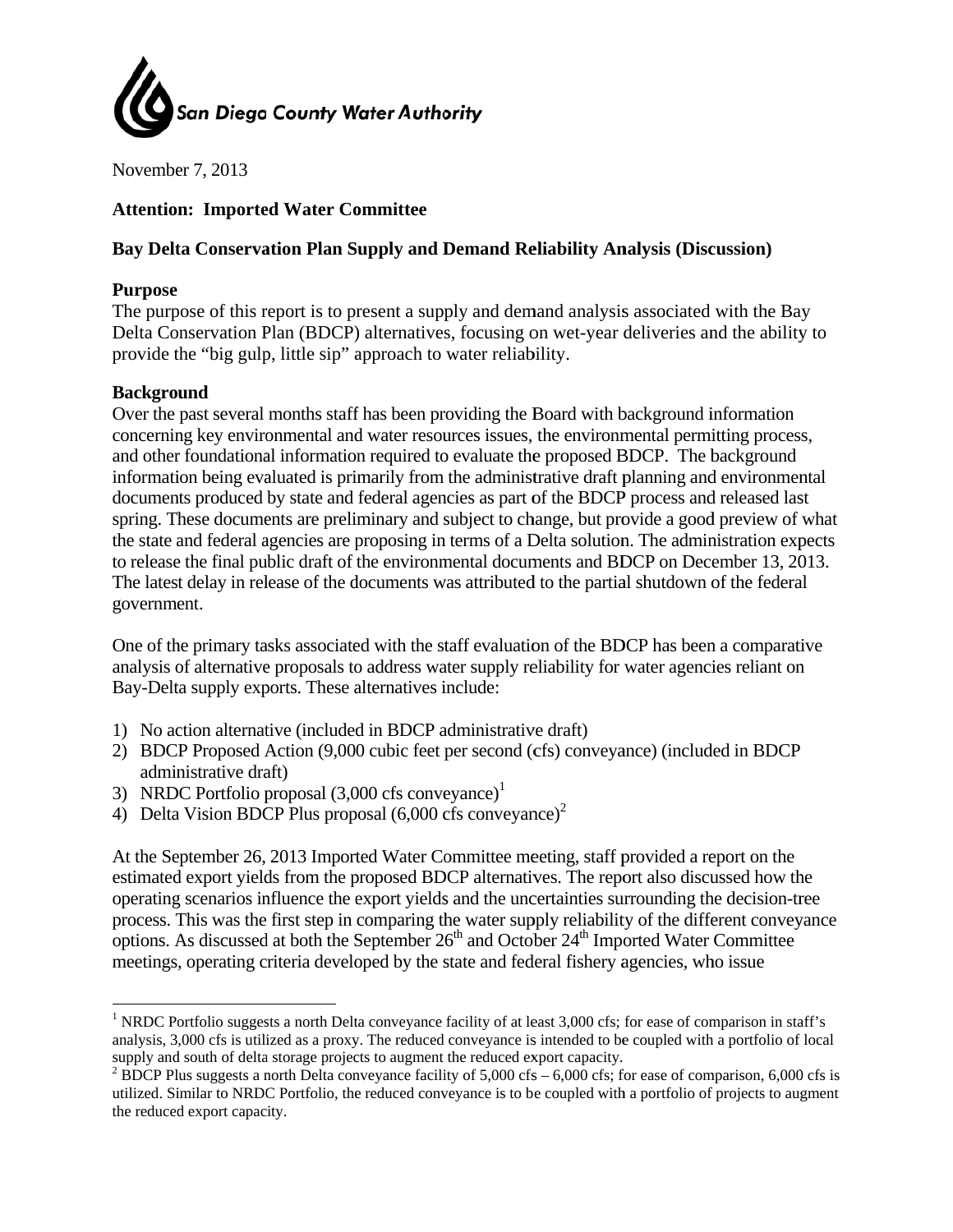San Diego County Water Authority

November 7, 2013

**Attention: Imported Water Committee**

**Bay Delta Conservation Plan Supply and Demand Reliability Analysis (Discussion)**

**Purpose**

The purpose of this report is to present a supply and demand analysis associated with the Bay Delta Conservation Plan (BDCP) alternatives, focusing on wet-year deliveries and the ability to provide the "big gulp, little sip" approach to water reliability.

**Background**

Over the past several months staff has been providing the Board with background information concerning key environmental and water resources issues, the environmental permitting process, and other foundational information required to evaluate the proposed BDCP. The background information being evaluated is primarily from the administrative draft planning and environmental documents produced by state and federal agencies as part of the BDCP process and released last spring. These documents are preliminary and subject to change, but provide a good preview of what the state and federal agencies are proposing in terms of a Delta solution. The administration expects to release the final public draft of the environmental documents and BDCP on December 13, 2013. The latest delay in release of the documents was attributed to the partial shutdown of the federal government.

One of the primary tasks associated with the staff evaluation of the BDCP has been a comparative analysis of alternative proposals to address water supply reliability for water agencies reliant on Bay-Delta supply exports. These alternatives include:

1) No action alternative (included in BDCP administrative draft)
2) BDCP Proposed Action (9,000 cubic feet per second (cfs) conveyance) (included in BDCP administrative draft)
3) NRDC Portfolio proposal (3,000 cfs conveyance)[1]
4) Delta Vision BDCP Plus proposal (6,000 cfs conveyance)[2]

At the September 26, 2013 Imported Water Committee meeting, staff provided a report on the estimated export yields from the proposed BDCP alternatives. The report also discussed how the operating scenarios influence the export yields and the uncertainties surrounding the decision-tree process. This was the first step in comparing the water supply reliability of the different conveyance options. As discussed at both the September 26th and October 24th Imported Water Committee meetings, operating criteria developed by the state and federal fishery agencies, who issue

---

[1] NRDC Portfolio suggests a north Delta conveyance facility of at least 3,000 cfs; for ease of comparison in staff's analysis, 3,000 cfs is utilized as a proxy. The reduced conveyance is intended to be coupled with a portfolio of local supply and south of delta storage projects to augment the reduced export capacity.

[2] BDCP Plus suggests a north Delta conveyance facility of 5,000 cfs – 6,000 cfs; for ease of comparison, 6,000 cfs is utilized. Similar to NRDC Portfolio, the reduced conveyance is to be coupled with a portfolio of projects to augment the reduced export capacity.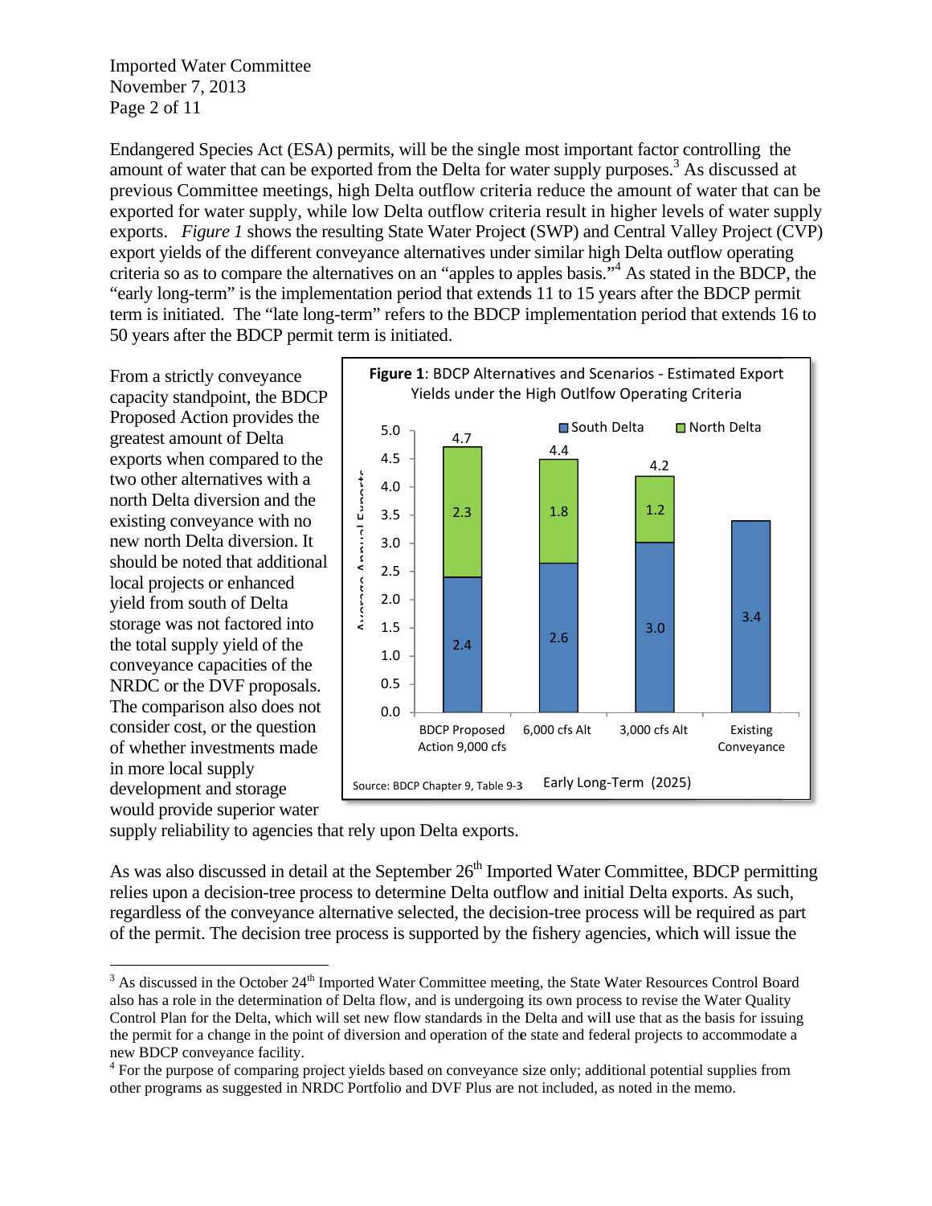Endangered Species Act (ESA) permits, will be the single most important factor controlling the amount of water that can be exported from the Delta for water supply purposes.[3] As discussed at previous Committee meetings, high Delta outflow criteria reduce the amount of water that can be exported for water supply, while low Delta outflow criteria result in higher levels of water supply exports. *Figure 1* shows the resulting State Water Project (SWP) and Central Valley Project (CVP) export yields of the different conveyance alternatives under similar high Delta outflow operating criteria so as to compare the alternatives on an "apples to apples basis."[4] As stated in the BDCP, the "early long-term" is the implementation period that extends 11 to 15 years after the BDCP permit term is initiated. The "late long-term" refers to the BDCP implementation period that extends 16 to 50 years after the BDCP permit term is initiated.

**Figure 1**: BDCP Alternatives and Scenarios - Estimated Export Yields under the High Outflow Operating Criteria

| Early Long-Term (2025) | South Delta | North Delta | Total Average Annual Exports |
|---|---|---|---|
| BDCP Proposed Action 9,000 cfs | 2.4 | 2.3 | 4.7 |
| 6,000 cfs Alt | 2.6 | 1.8 | 4.4 |
| 3,000 cfs Alt | 3.0 | 1.2 | 4.2 |
| Existing Conveyance | 3.4 | | 3.4 |

Source: BDCP Chapter 9, Table 9-3

From a strictly conveyance capacity standpoint, the BDCP Proposed Action provides the greatest amount of Delta exports when compared to the two other alternatives with a north Delta diversion and the existing conveyance with no new north Delta diversion. It should be noted that additional local projects or enhanced yield from south of Delta storage was not factored into the total supply yield of the conveyance capacities of the NRDC or the DVF proposals. The comparison also does not consider cost, or the question of whether investments made in more local supply development and storage would provide superior water supply reliability to agencies that rely upon Delta exports.

As was also discussed in detail at the September 26th Imported Water Committee, BDCP permitting relies upon a decision-tree process to determine Delta outflow and initial Delta exports. As such, regardless of the conveyance alternative selected, the decision-tree process will be required as part of the permit. The decision tree process is supported by the fishery agencies, which will issue the

[3] As discussed in the October 24th Imported Water Committee meeting, the State Water Resources Control Board also has a role in the determination of Delta flow, and is undergoing its own process to revise the Water Quality Control Plan for the Delta, which will set new flow standards in the Delta and will use that as the basis for issuing the permit for a change in the point of diversion and operation of the state and federal projects to accommodate a new BDCP conveyance facility.

[4] For the purpose of comparing project yields based on conveyance size only; additional potential supplies from other programs as suggested in NRDC Portfolio and DVF Plus are not included, as noted in the memo.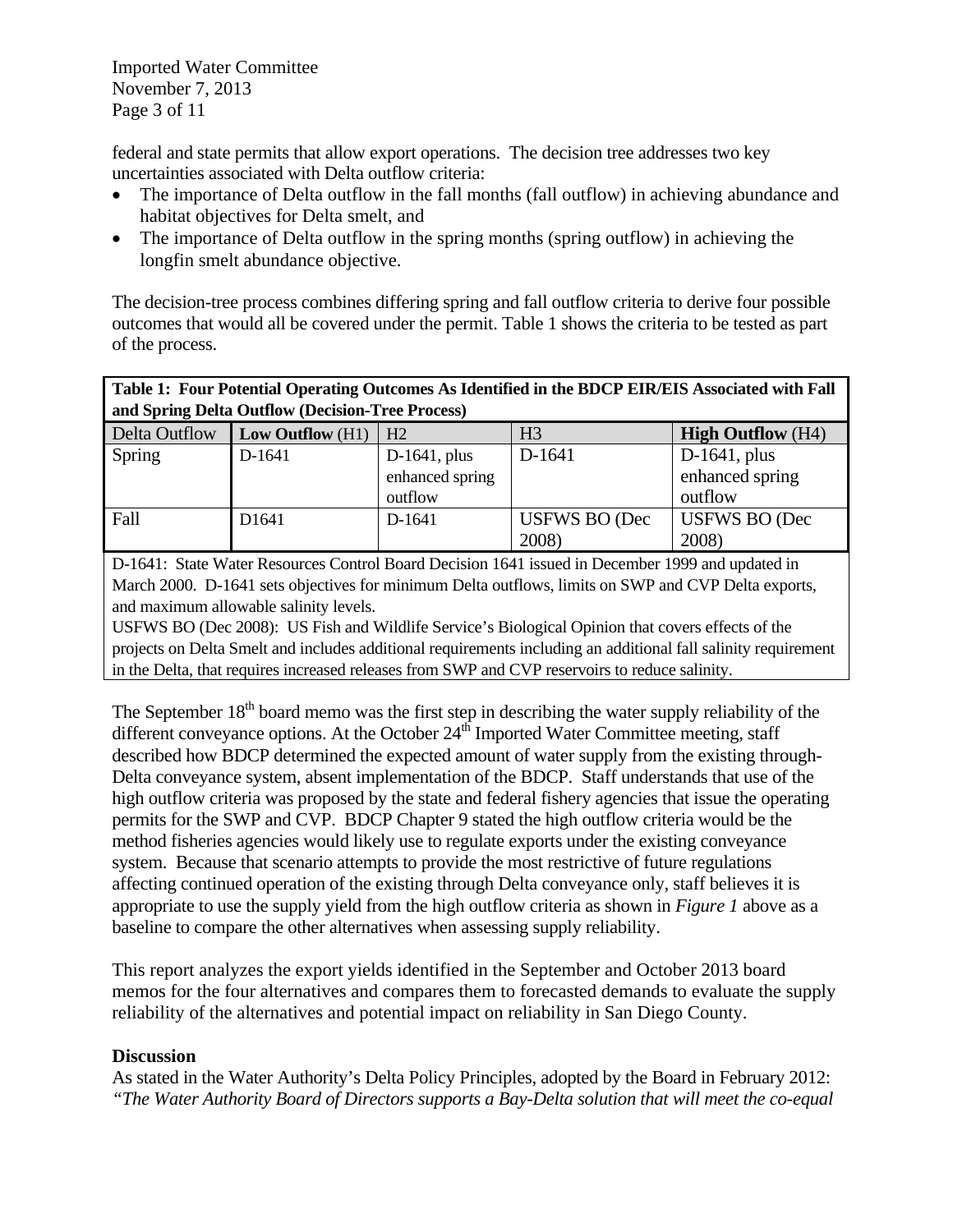federal and state permits that allow export operations. The decision tree addresses two key uncertainties associated with Delta outflow criteria:

- The importance of Delta outflow in the fall months (fall outflow) in achieving abundance and habitat objectives for Delta smelt, and
- The importance of Delta outflow in the spring months (spring outflow) in achieving the longfin smelt abundance objective.

The decision-tree process combines differing spring and fall outflow criteria to derive four possible outcomes that would all be covered under the permit. Table 1 shows the criteria to be tested as part of the process.

**Table 1: Four Potential Operating Outcomes As Identified in the BDCP EIR/EIS Associated with Fall and Spring Delta Outflow (Decision-Tree Process)**

| Delta Outflow | **Low Outflow** (H1) | H2 | H3 | **High Outflow** (H4) |
|---|---|---|---|---|
| Spring | D-1641 | D-1641, plus enhanced spring outflow | D-1641 | D-1641, plus enhanced spring outflow |
| Fall | D1641 | D-1641 | USFWS BO (Dec 2008) | USFWS BO (Dec 2008) |

D-1641: State Water Resources Control Board Decision 1641 issued in December 1999 and updated in March 2000. D-1641 sets objectives for minimum Delta outflows, limits on SWP and CVP Delta exports, and maximum allowable salinity levels.
USFWS BO (Dec 2008): US Fish and Wildlife Service's Biological Opinion that covers effects of the projects on Delta Smelt and includes additional requirements including an additional fall salinity requirement in the Delta, that requires increased releases from SWP and CVP reservoirs to reduce salinity.

The September 18th board memo was the first step in describing the water supply reliability of the different conveyance options. At the October 24th Imported Water Committee meeting, staff described how BDCP determined the expected amount of water supply from the existing through-Delta conveyance system, absent implementation of the BDCP. Staff understands that use of the high outflow criteria was proposed by the state and federal fishery agencies that issue the operating permits for the SWP and CVP. BDCP Chapter 9 stated the high outflow criteria would be the method fisheries agencies would likely use to regulate exports under the existing conveyance system. Because that scenario attempts to provide the most restrictive of future regulations affecting continued operation of the existing through Delta conveyance only, staff believes it is appropriate to use the supply yield from the high outflow criteria as shown in *Figure 1* above as a baseline to compare the other alternatives when assessing supply reliability.

This report analyzes the export yields identified in the September and October 2013 board memos for the four alternatives and compares them to forecasted demands to evaluate the supply reliability of the alternatives and potential impact on reliability in San Diego County.

**Discussion**

As stated in the Water Authority's Delta Policy Principles, adopted by the Board in February 2012: *"The Water Authority Board of Directors supports a Bay-Delta solution that will meet the co-equal*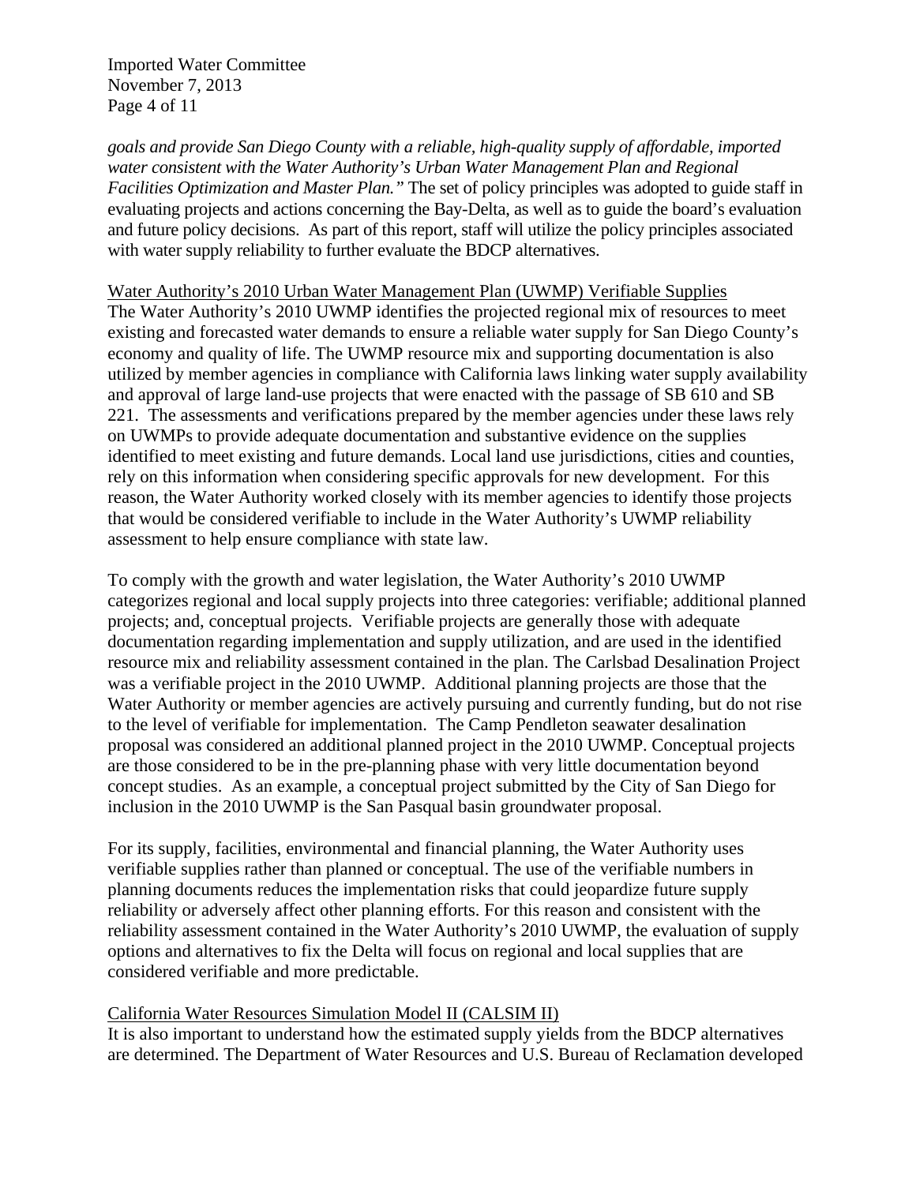*goals and provide San Diego County with a reliable, high-quality supply of affordable, imported water consistent with the Water Authority's Urban Water Management Plan and Regional Facilities Optimization and Master Plan."* The set of policy principles was adopted to guide staff in evaluating projects and actions concerning the Bay-Delta, as well as to guide the board's evaluation and future policy decisions. As part of this report, staff will utilize the policy principles associated with water supply reliability to further evaluate the BDCP alternatives.

<u>Water Authority's 2010 Urban Water Management Plan (UWMP) Verifiable Supplies</u>

The Water Authority's 2010 UWMP identifies the projected regional mix of resources to meet existing and forecasted water demands to ensure a reliable water supply for San Diego County's economy and quality of life. The UWMP resource mix and supporting documentation is also utilized by member agencies in compliance with California laws linking water supply availability and approval of large land-use projects that were enacted with the passage of SB 610 and SB 221. The assessments and verifications prepared by the member agencies under these laws rely on UWMPs to provide adequate documentation and substantive evidence on the supplies identified to meet existing and future demands. Local land use jurisdictions, cities and counties, rely on this information when considering specific approvals for new development. For this reason, the Water Authority worked closely with its member agencies to identify those projects that would be considered verifiable to include in the Water Authority's UWMP reliability assessment to help ensure compliance with state law.

To comply with the growth and water legislation, the Water Authority's 2010 UWMP categorizes regional and local supply projects into three categories: verifiable; additional planned projects; and, conceptual projects. Verifiable projects are generally those with adequate documentation regarding implementation and supply utilization, and are used in the identified resource mix and reliability assessment contained in the plan. The Carlsbad Desalination Project was a verifiable project in the 2010 UWMP. Additional planning projects are those that the Water Authority or member agencies are actively pursuing and currently funding, but do not rise to the level of verifiable for implementation. The Camp Pendleton seawater desalination proposal was considered an additional planned project in the 2010 UWMP. Conceptual projects are those considered to be in the pre-planning phase with very little documentation beyond concept studies. As an example, a conceptual project submitted by the City of San Diego for inclusion in the 2010 UWMP is the San Pasqual basin groundwater proposal.

For its supply, facilities, environmental and financial planning, the Water Authority uses verifiable supplies rather than planned or conceptual. The use of the verifiable numbers in planning documents reduces the implementation risks that could jeopardize future supply reliability or adversely affect other planning efforts. For this reason and consistent with the reliability assessment contained in the Water Authority's 2010 UWMP, the evaluation of supply options and alternatives to fix the Delta will focus on regional and local supplies that are considered verifiable and more predictable.

<u>California Water Resources Simulation Model II (CALSIM II)</u>

It is also important to understand how the estimated supply yields from the BDCP alternatives are determined. The Department of Water Resources and U.S. Bureau of Reclamation developed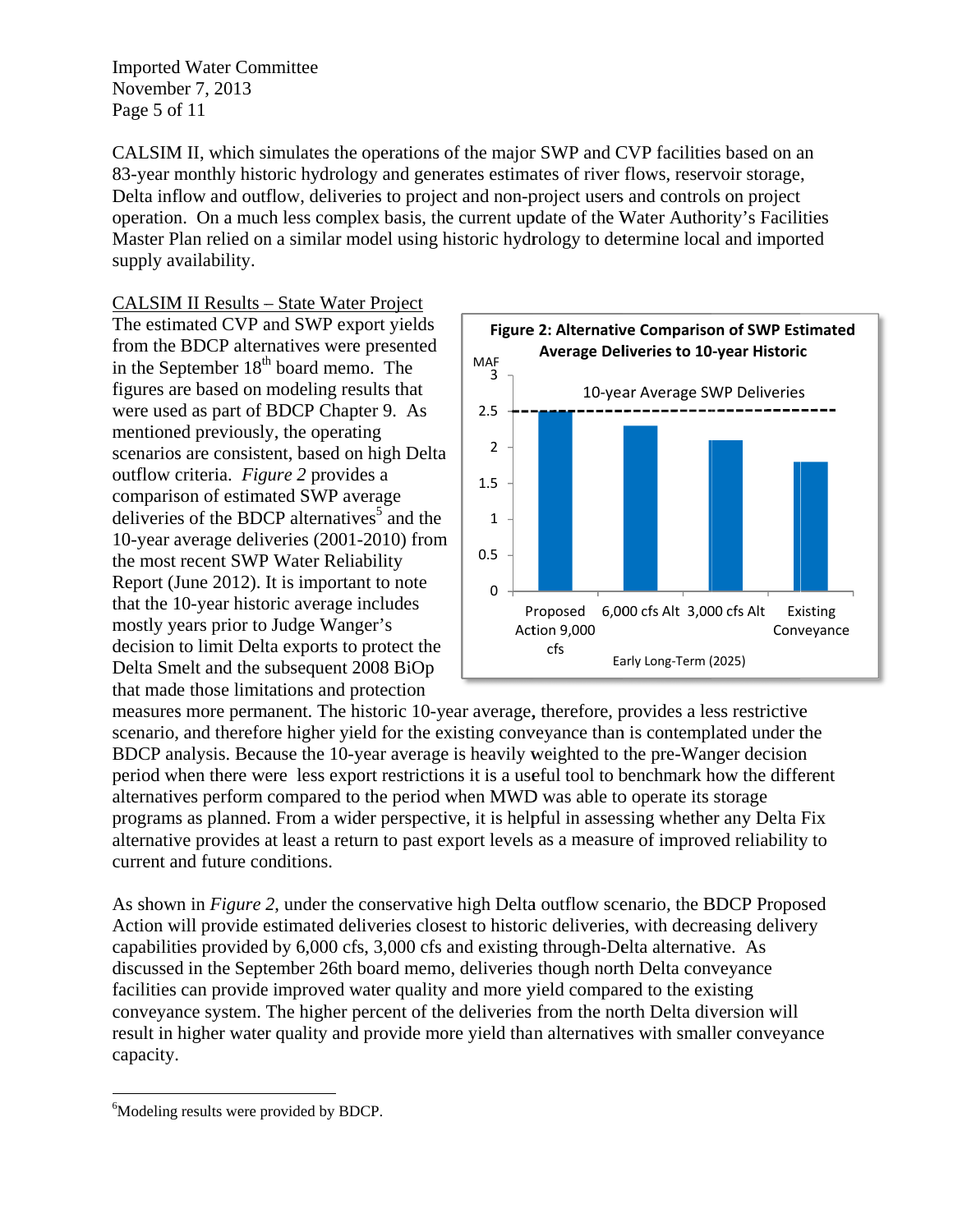CALSIM II, which simulates the operations of the major SWP and CVP facilities based on an 83-year monthly historic hydrology and generates estimates of river flows, reservoir storage, Delta inflow and outflow, deliveries to project and non-project users and controls on project operation. On a much less complex basis, the current update of the Water Authority's Facilities Master Plan relied on a similar model using historic hydrology to determine local and imported supply availability.

CALSIM II Results – State Water Project

The estimated CVP and SWP export yields from the BDCP alternatives were presented in the September 18th board memo. The figures are based on modeling results that were used as part of BDCP Chapter 9. As mentioned previously, the operating scenarios are consistent, based on high Delta outflow criteria. *Figure 2* provides a comparison of estimated SWP average deliveries of the BDCP alternatives[5] and the 10-year average deliveries (2001-2010) from the most recent SWP Water Reliability Report (June 2012). It is important to note that the 10-year historic average includes mostly years prior to Judge Wanger's decision to limit Delta exports to protect the Delta Smelt and the subsequent 2008 BiOp that made those limitations and protection measures more permanent. The historic 10-year average, therefore, provides a less restrictive scenario, and therefore higher yield for the existing conveyance than is contemplated under the BDCP analysis. Because the 10-year average is heavily weighted to the pre-Wanger decision period when there were less export restrictions it is a useful tool to benchmark how the different alternatives perform compared to the period when MWD was able to operate its storage programs as planned. From a wider perspective, it is helpful in assessing whether any Delta Fix alternative provides at least a return to past export levels as a measure of improved reliability to current and future conditions.

**Figure 2: Alternative Comparison of SWP Estimated Average Deliveries to 10-year Historic**

| Early Long-Term (2025) | MAF |
|---|---|
| Proposed Action 9,000 cfs | 2.5 |
| 6,000 cfs Alt | 2.3 |
| 3,000 cfs Alt | 2.1 |
| Existing Conveyance | 1.8 |
| 10-year Average SWP Deliveries | 2.5 |

As shown in *Figure 2*, under the conservative high Delta outflow scenario, the BDCP Proposed Action will provide estimated deliveries closest to historic deliveries, with decreasing delivery capabilities provided by 6,000 cfs, 3,000 cfs and existing through-Delta alternative. As discussed in the September 26th board memo, deliveries though north Delta conveyance facilities can provide improved water quality and more yield compared to the existing conveyance system. The higher percent of the deliveries from the north Delta diversion will result in higher water quality and provide more yield than alternatives with smaller conveyance capacity.

---

[6]Modeling results were provided by BDCP.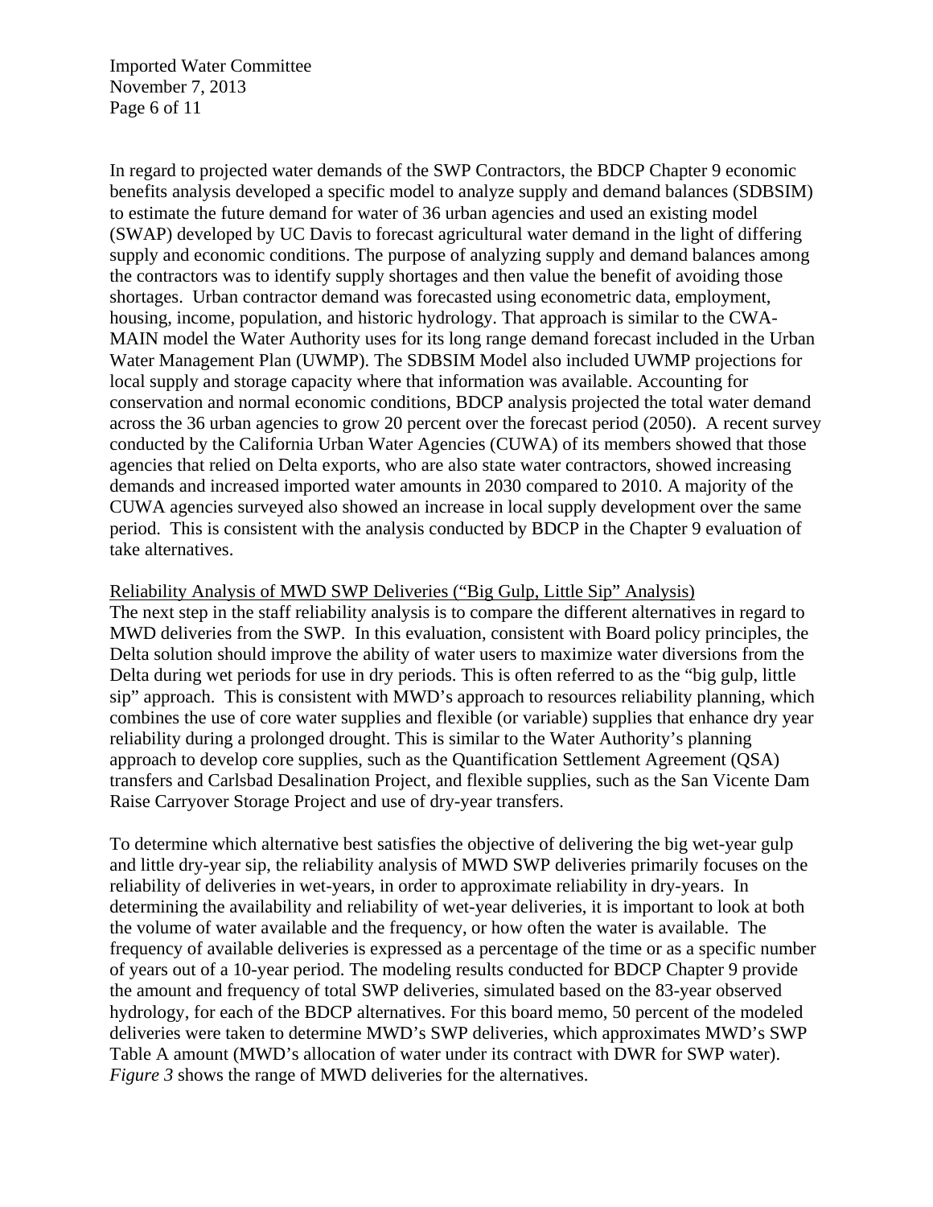In regard to projected water demands of the SWP Contractors, the BDCP Chapter 9 economic benefits analysis developed a specific model to analyze supply and demand balances (SDBSIM) to estimate the future demand for water of 36 urban agencies and used an existing model (SWAP) developed by UC Davis to forecast agricultural water demand in the light of differing supply and economic conditions. The purpose of analyzing supply and demand balances among the contractors was to identify supply shortages and then value the benefit of avoiding those shortages. Urban contractor demand was forecasted using econometric data, employment, housing, income, population, and historic hydrology. That approach is similar to the CWA-MAIN model the Water Authority uses for its long range demand forecast included in the Urban Water Management Plan (UWMP). The SDBSIM Model also included UWMP projections for local supply and storage capacity where that information was available. Accounting for conservation and normal economic conditions, BDCP analysis projected the total water demand across the 36 urban agencies to grow 20 percent over the forecast period (2050). A recent survey conducted by the California Urban Water Agencies (CUWA) of its members showed that those agencies that relied on Delta exports, who are also state water contractors, showed increasing demands and increased imported water amounts in 2030 compared to 2010. A majority of the CUWA agencies surveyed also showed an increase in local supply development over the same period. This is consistent with the analysis conducted by BDCP in the Chapter 9 evaluation of take alternatives.

<u>Reliability Analysis of MWD SWP Deliveries ("Big Gulp, Little Sip" Analysis)</u>

The next step in the staff reliability analysis is to compare the different alternatives in regard to MWD deliveries from the SWP. In this evaluation, consistent with Board policy principles, the Delta solution should improve the ability of water users to maximize water diversions from the Delta during wet periods for use in dry periods. This is often referred to as the "big gulp, little sip" approach. This is consistent with MWD's approach to resources reliability planning, which combines the use of core water supplies and flexible (or variable) supplies that enhance dry year reliability during a prolonged drought. This is similar to the Water Authority's planning approach to develop core supplies, such as the Quantification Settlement Agreement (QSA) transfers and Carlsbad Desalination Project, and flexible supplies, such as the San Vicente Dam Raise Carryover Storage Project and use of dry-year transfers.

To determine which alternative best satisfies the objective of delivering the big wet-year gulp and little dry-year sip, the reliability analysis of MWD SWP deliveries primarily focuses on the reliability of deliveries in wet-years, in order to approximate reliability in dry-years. In determining the availability and reliability of wet-year deliveries, it is important to look at both the volume of water available and the frequency, or how often the water is available. The frequency of available deliveries is expressed as a percentage of the time or as a specific number of years out of a 10-year period. The modeling results conducted for BDCP Chapter 9 provide the amount and frequency of total SWP deliveries, simulated based on the 83-year observed hydrology, for each of the BDCP alternatives. For this board memo, 50 percent of the modeled deliveries were taken to determine MWD's SWP deliveries, which approximates MWD's SWP Table A amount (MWD's allocation of water under its contract with DWR for SWP water). *Figure 3* shows the range of MWD deliveries for the alternatives.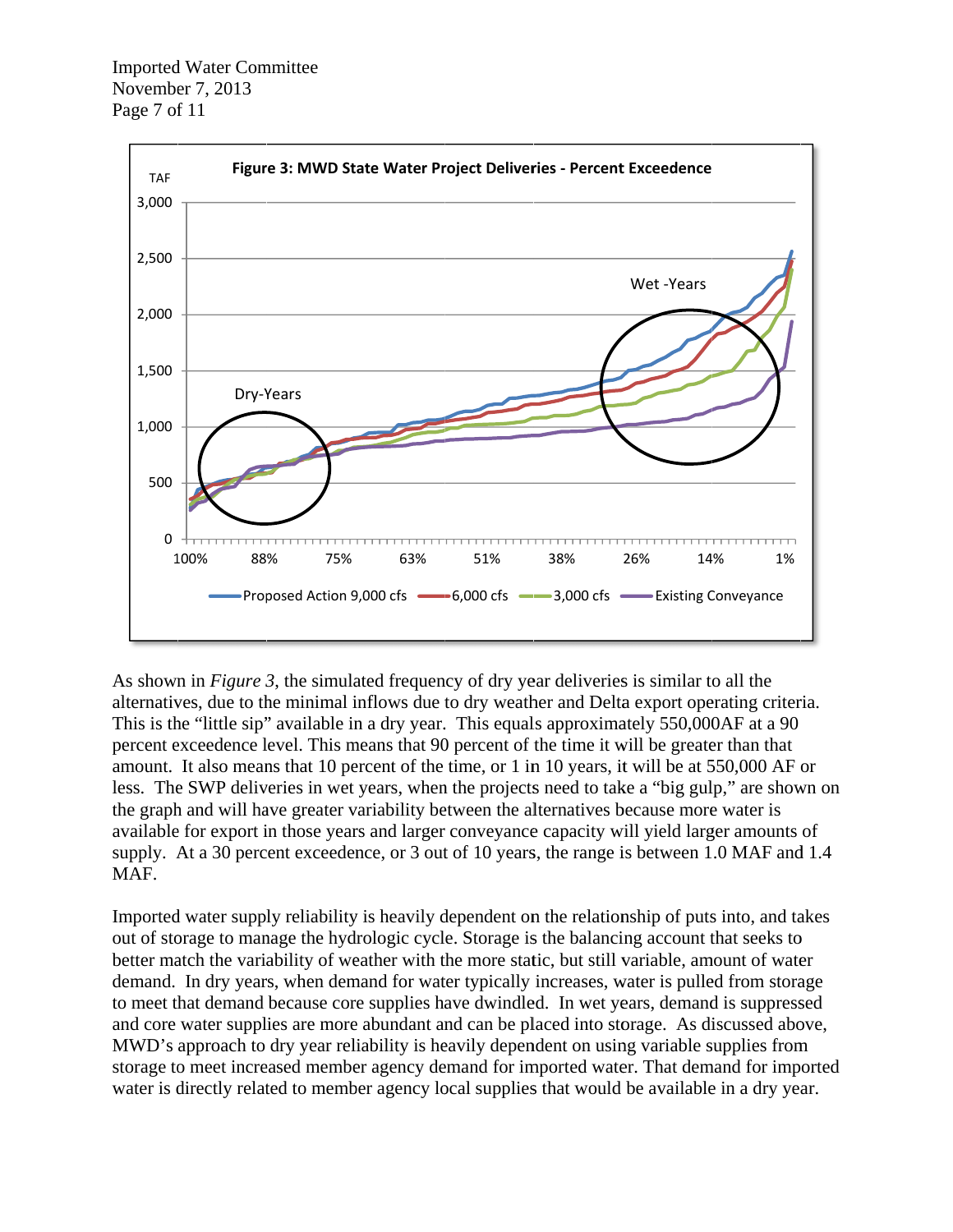**Figure 3: MWD State Water Project Deliveries - Percent Exceedence**

As shown in *Figure 3*, the simulated frequency of dry year deliveries is similar to all the alternatives, due to the minimal inflows due to dry weather and Delta export operating criteria. This is the "little sip" available in a dry year. This equals approximately 550,000AF at a 90 percent exceedence level. This means that 90 percent of the time it will be greater than that amount. It also means that 10 percent of the time, or 1 in 10 years, it will be at 550,000 AF or less. The SWP deliveries in wet years, when the projects need to take a "big gulp," are shown on the graph and will have greater variability between the alternatives because more water is available for export in those years and larger conveyance capacity will yield larger amounts of supply. At a 30 percent exceedence, or 3 out of 10 years, the range is between 1.0 MAF and 1.4 MAF.

Imported water supply reliability is heavily dependent on the relationship of puts into, and takes out of storage to manage the hydrologic cycle. Storage is the balancing account that seeks to better match the variability of weather with the more static, but still variable, amount of water demand. In dry years, when demand for water typically increases, water is pulled from storage to meet that demand because core supplies have dwindled. In wet years, demand is suppressed and core water supplies are more abundant and can be placed into storage. As discussed above, MWD's approach to dry year reliability is heavily dependent on using variable supplies from storage to meet increased member agency demand for imported water. That demand for imported water is directly related to member agency local supplies that would be available in a dry year.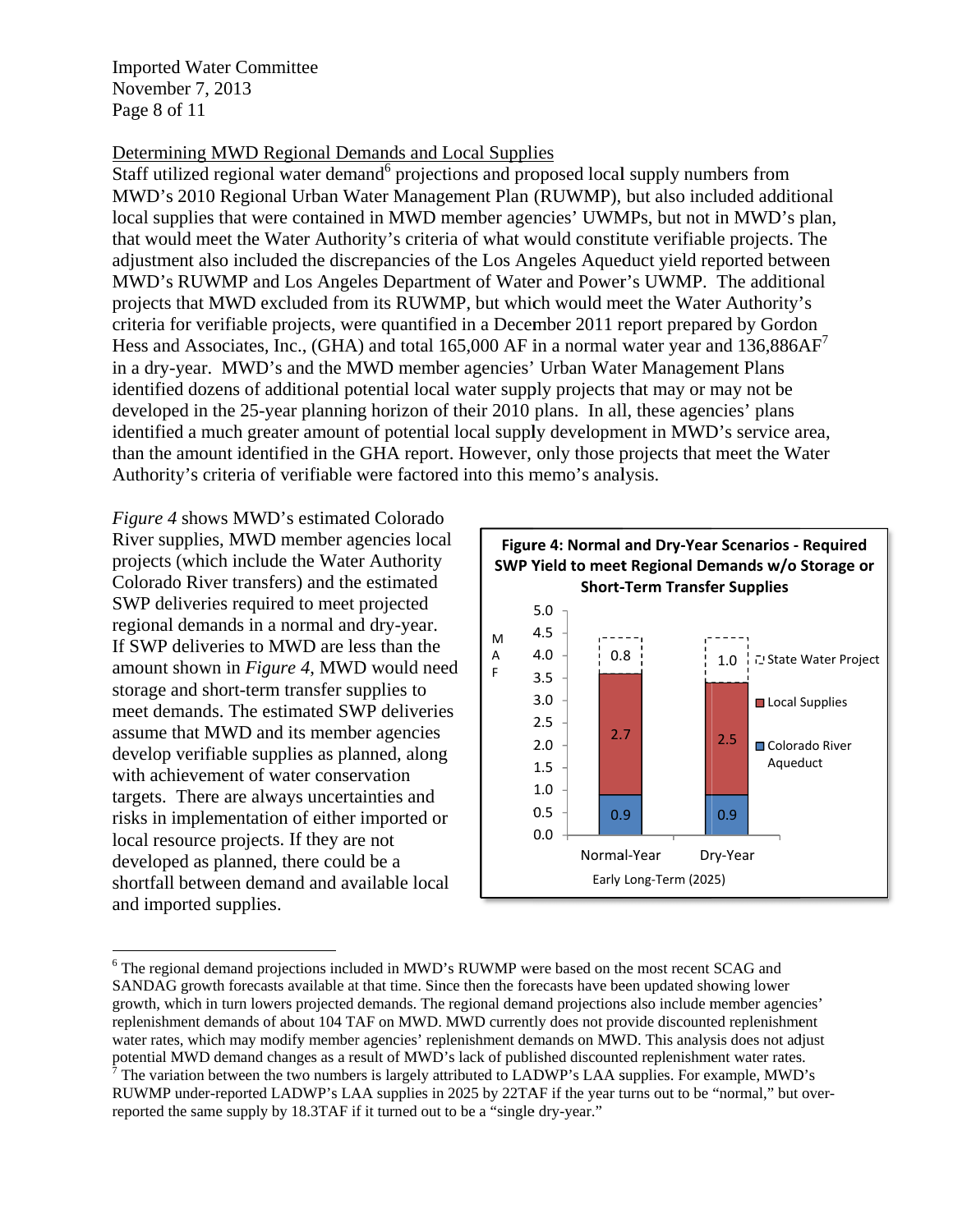Determining MWD Regional Demands and Local Supplies

Staff utilized regional water demand[6] projections and proposed local supply numbers from MWD's 2010 Regional Urban Water Management Plan (RUWMP), but also included additional local supplies that were contained in MWD member agencies' UWMPs, but not in MWD's plan, that would meet the Water Authority's criteria of what would constitute verifiable projects. The adjustment also included the discrepancies of the Los Angeles Aqueduct yield reported between MWD's RUWMP and Los Angeles Department of Water and Power's UWMP. The additional projects that MWD excluded from its RUWMP, but which would meet the Water Authority's criteria for verifiable projects, were quantified in a December 2011 report prepared by Gordon Hess and Associates, Inc., (GHA) and total 165,000 AF in a normal water year and 136,886AF[7] in a dry-year. MWD's and the MWD member agencies' Urban Water Management Plans identified dozens of additional potential local water supply projects that may or may not be developed in the 25-year planning horizon of their 2010 plans. In all, these agencies' plans identified a much greater amount of potential local supply development in MWD's service area, than the amount identified in the GHA report. However, only those projects that meet the Water Authority's criteria of verifiable were factored into this memo's analysis.

*Figure 4* shows MWD's estimated Colorado River supplies, MWD member agencies local projects (which include the Water Authority Colorado River transfers) and the estimated SWP deliveries required to meet projected regional demands in a normal and dry-year. If SWP deliveries to MWD are less than the amount shown in *Figure 4*, MWD would need storage and short-term transfer supplies to meet demands. The estimated SWP deliveries assume that MWD and its member agencies develop verifiable supplies as planned, along with achievement of water conservation targets. There are always uncertainties and risks in implementation of either imported or local resource projects. If they are not developed as planned, there could be a shortfall between demand and available local and imported supplies.

**Figure 4: Normal and Dry-Year Scenarios - Required SWP Yield to meet Regional Demands w/o Storage or Short-Term Transfer Supplies**

Early Long-Term (2025), MAF

| | Normal-Year | Dry-Year |
|---|---|---|
| Colorado River Aqueduct | 0.9 | 0.9 |
| Local Supplies | 2.7 | 2.5 |
| State Water Project | 0.8 | 1.0 |

[6] The regional demand projections included in MWD's RUWMP were based on the most recent SCAG and SANDAG growth forecasts available at that time. Since then the forecasts have been updated showing lower growth, which in turn lowers projected demands. The regional demand projections also include member agencies' replenishment demands of about 104 TAF on MWD. MWD currently does not provide discounted replenishment water rates, which may modify member agencies' replenishment demands on MWD. This analysis does not adjust potential MWD demand changes as a result of MWD's lack of published discounted replenishment water rates.

[7] The variation between the two numbers is largely attributed to LADWP's LAA supplies. For example, MWD's RUWMP under-reported LADWP's LAA supplies in 2025 by 22TAF if the year turns out to be "normal," but over-reported the same supply by 18.3TAF if it turned out to be a "single dry-year."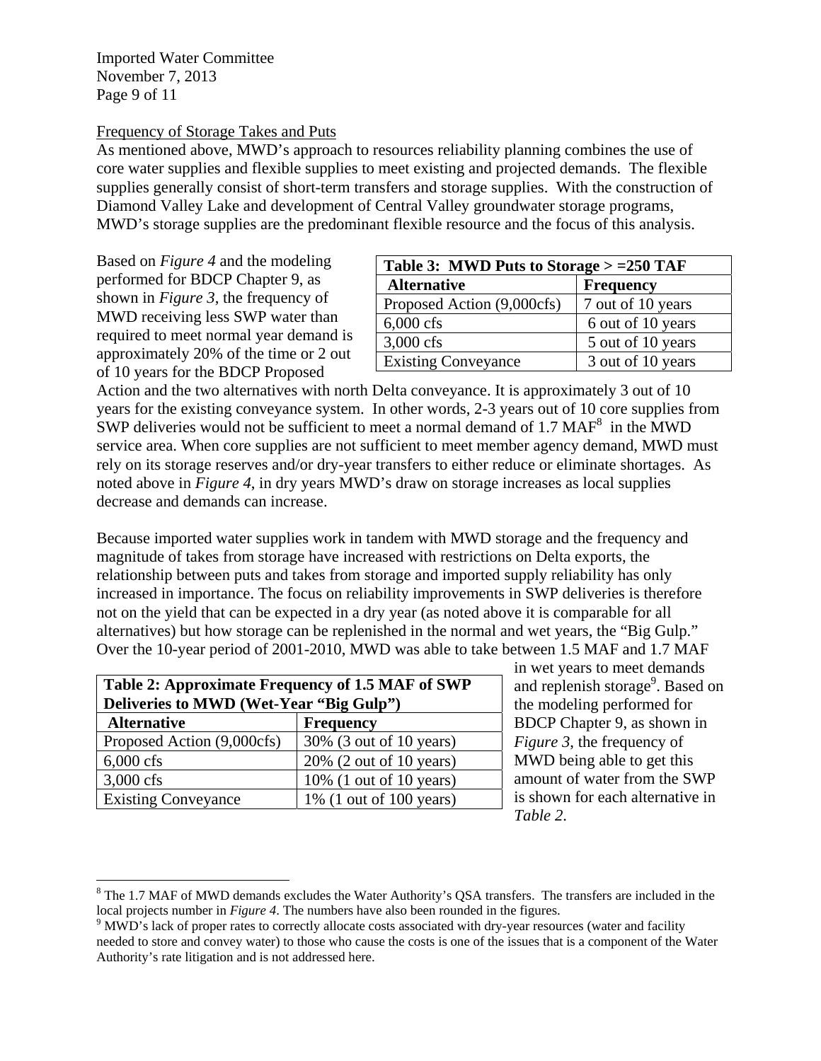Frequency of Storage Takes and Puts

As mentioned above, MWD's approach to resources reliability planning combines the use of core water supplies and flexible supplies to meet existing and projected demands. The flexible supplies generally consist of short-term transfers and storage supplies. With the construction of Diamond Valley Lake and development of Central Valley groundwater storage programs, MWD's storage supplies are the predominant flexible resource and the focus of this analysis.

| Table 3: MWD Puts to Storage > =250 TAF | |
|---|---|
| Alternative | Frequency |
| Proposed Action (9,000cfs) | 7 out of 10 years |
| 6,000 cfs | 6 out of 10 years |
| 3,000 cfs | 5 out of 10 years |
| Existing Conveyance | 3 out of 10 years |

Based on *Figure 4* and the modeling performed for BDCP Chapter 9, as shown in *Figure 3*, the frequency of MWD receiving less SWP water than required to meet normal year demand is approximately 20% of the time or 2 out of 10 years for the BDCP Proposed Action and the two alternatives with north Delta conveyance. It is approximately 3 out of 10 years for the existing conveyance system. In other words, 2-3 years out of 10 core supplies from SWP deliveries would not be sufficient to meet a normal demand of 1.7 MAF[8] in the MWD service area. When core supplies are not sufficient to meet member agency demand, MWD must rely on its storage reserves and/or dry-year transfers to either reduce or eliminate shortages. As noted above in *Figure 4*, in dry years MWD's draw on storage increases as local supplies decrease and demands can increase.

Because imported water supplies work in tandem with MWD storage and the frequency and magnitude of takes from storage have increased with restrictions on Delta exports, the relationship between puts and takes from storage and imported supply reliability has only increased in importance. The focus on reliability improvements in SWP deliveries is therefore not on the yield that can be expected in a dry year (as noted above it is comparable for all alternatives) but how storage can be replenished in the normal and wet years, the "Big Gulp." Over the 10-year period of 2001-2010, MWD was able to take between 1.5 MAF and 1.7 MAF in wet years to meet demands and replenish storage[9]. Based on the modeling performed for BDCP Chapter 9, as shown in *Figure 3*, the frequency of MWD being able to get this amount of water from the SWP is shown for each alternative in *Table 2*.

| Table 2: Approximate Frequency of 1.5 MAF of SWP Deliveries to MWD (Wet-Year "Big Gulp") | |
|---|---|
| Alternative | Frequency |
| Proposed Action (9,000cfs) | 30% (3 out of 10 years) |
| 6,000 cfs | 20% (2 out of 10 years) |
| 3,000 cfs | 10% (1 out of 10 years) |
| Existing Conveyance | 1% (1 out of 100 years) |

[8] The 1.7 MAF of MWD demands excludes the Water Authority's QSA transfers. The transfers are included in the local projects number in *Figure 4*. The numbers have also been rounded in the figures.

[9] MWD's lack of proper rates to correctly allocate costs associated with dry-year resources (water and facility needed to store and convey water) to those who cause the costs is one of the issues that is a component of the Water Authority's rate litigation and is not addressed here.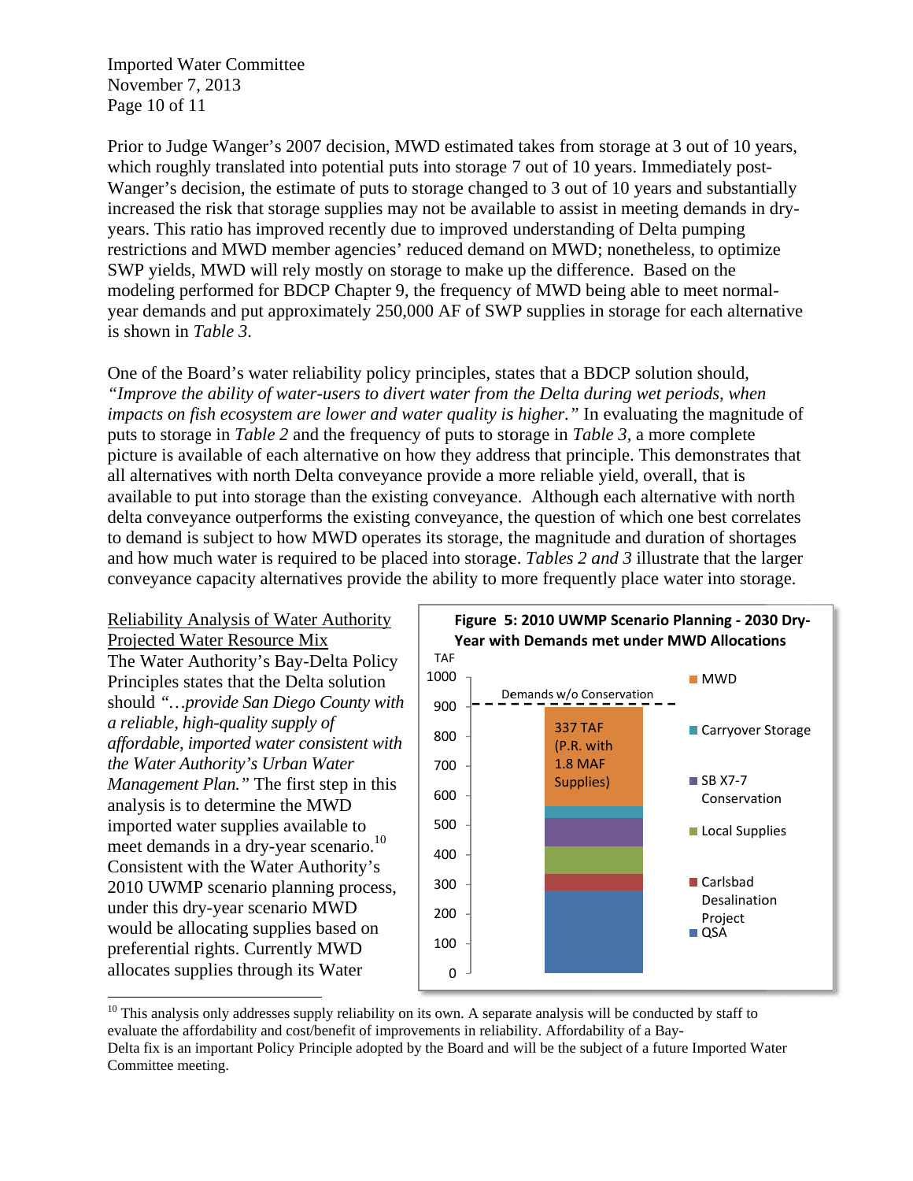Prior to Judge Wanger's 2007 decision, MWD estimated takes from storage at 3 out of 10 years, which roughly translated into potential puts into storage 7 out of 10 years. Immediately post-Wanger's decision, the estimate of puts to storage changed to 3 out of 10 years and substantially increased the risk that storage supplies may not be available to assist in meeting demands in dry-years. This ratio has improved recently due to improved understanding of Delta pumping restrictions and MWD member agencies' reduced demand on MWD; nonetheless, to optimize SWP yields, MWD will rely mostly on storage to make up the difference. Based on the modeling performed for BDCP Chapter 9, the frequency of MWD being able to meet normal-year demands and put approximately 250,000 AF of SWP supplies in storage for each alternative is shown in *Table 3*.

One of the Board's water reliability policy principles, states that a BDCP solution should, *"Improve the ability of water-users to divert water from the Delta during wet periods, when impacts on fish ecosystem are lower and water quality is higher."* In evaluating the magnitude of puts to storage in *Table 2* and the frequency of puts to storage in *Table 3*, a more complete picture is available of each alternative on how they address that principle. This demonstrates that all alternatives with north Delta conveyance provide a more reliable yield, overall, that is available to put into storage than the existing conveyance. Although each alternative with north delta conveyance outperforms the existing conveyance, the question of which one best correlates to demand is subject to how MWD operates its storage, the magnitude and duration of shortages and how much water is required to be placed into storage. *Tables 2 and 3* illustrate that the larger conveyance capacity alternatives provide the ability to more frequently place water into storage.

<u>Reliability Analysis of Water Authority Projected Water Resource Mix</u>

The Water Authority's Bay-Delta Policy Principles states that the Delta solution should *"…provide San Diego County with a reliable, high-quality supply of affordable, imported water consistent with the Water Authority's Urban Water Management Plan."* The first step in this analysis is to determine the MWD imported water supplies available to meet demands in a dry-year scenario.[10] Consistent with the Water Authority's 2010 UWMP scenario planning process, under this dry-year scenario MWD would be allocating supplies based on preferential rights. Currently MWD allocates supplies through its Water

**Figure 5: 2010 UWMP Scenario Planning - 2030 Dry-Year with Demands met under MWD Allocations**

[10] This analysis only addresses supply reliability on its own. A separate analysis will be conducted by staff to evaluate the affordability and cost/benefit of improvements in reliability. Affordability of a Bay-Delta fix is an important Policy Principle adopted by the Board and will be the subject of a future Imported Water Committee meeting.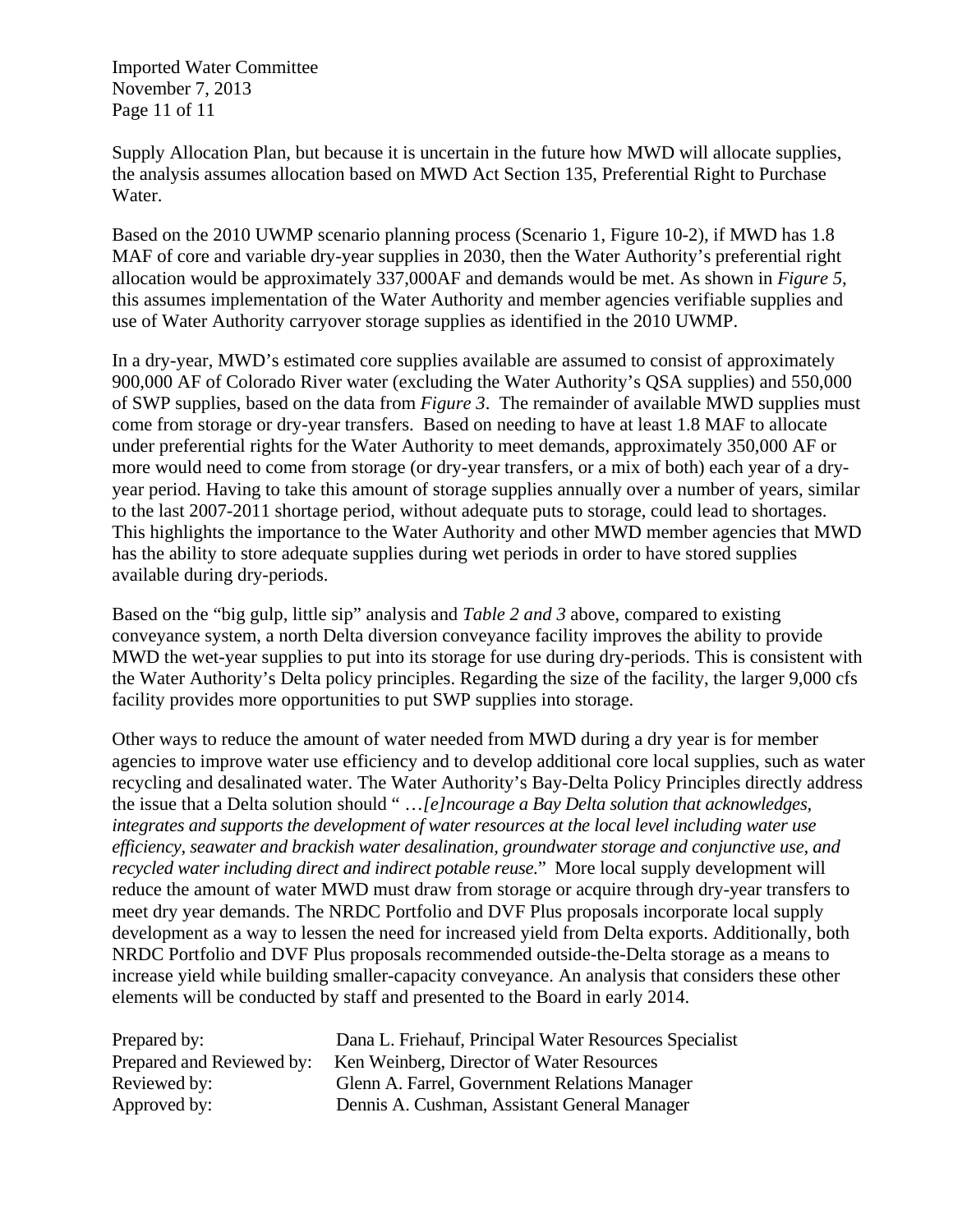Supply Allocation Plan, but because it is uncertain in the future how MWD will allocate supplies, the analysis assumes allocation based on MWD Act Section 135, Preferential Right to Purchase Water.

Based on the 2010 UWMP scenario planning process (Scenario 1, Figure 10-2), if MWD has 1.8 MAF of core and variable dry-year supplies in 2030, then the Water Authority's preferential right allocation would be approximately 337,000AF and demands would be met. As shown in *Figure 5*, this assumes implementation of the Water Authority and member agencies verifiable supplies and use of Water Authority carryover storage supplies as identified in the 2010 UWMP.

In a dry-year, MWD's estimated core supplies available are assumed to consist of approximately 900,000 AF of Colorado River water (excluding the Water Authority's QSA supplies) and 550,000 of SWP supplies, based on the data from *Figure 3*. The remainder of available MWD supplies must come from storage or dry-year transfers. Based on needing to have at least 1.8 MAF to allocate under preferential rights for the Water Authority to meet demands, approximately 350,000 AF or more would need to come from storage (or dry-year transfers, or a mix of both) each year of a dry-year period. Having to take this amount of storage supplies annually over a number of years, similar to the last 2007-2011 shortage period, without adequate puts to storage, could lead to shortages. This highlights the importance to the Water Authority and other MWD member agencies that MWD has the ability to store adequate supplies during wet periods in order to have stored supplies available during dry-periods.

Based on the "big gulp, little sip" analysis and *Table 2 and 3* above, compared to existing conveyance system, a north Delta diversion conveyance facility improves the ability to provide MWD the wet-year supplies to put into its storage for use during dry-periods. This is consistent with the Water Authority's Delta policy principles. Regarding the size of the facility, the larger 9,000 cfs facility provides more opportunities to put SWP supplies into storage.

Other ways to reduce the amount of water needed from MWD during a dry year is for member agencies to improve water use efficiency and to develop additional core local supplies, such as water recycling and desalinated water. The Water Authority's Bay-Delta Policy Principles directly address the issue that a Delta solution should " …*[e]ncourage a Bay Delta solution that acknowledges, integrates and supports the development of water resources at the local level including water use efficiency, seawater and brackish water desalination, groundwater storage and conjunctive use, and recycled water including direct and indirect potable reuse.*" More local supply development will reduce the amount of water MWD must draw from storage or acquire through dry-year transfers to meet dry year demands. The NRDC Portfolio and DVF Plus proposals incorporate local supply development as a way to lessen the need for increased yield from Delta exports. Additionally, both NRDC Portfolio and DVF Plus proposals recommended outside-the-Delta storage as a means to increase yield while building smaller-capacity conveyance. An analysis that considers these other elements will be conducted by staff and presented to the Board in early 2014.

| | |
|---|---|
| Prepared by: | Dana L. Friehauf, Principal Water Resources Specialist |
| Prepared and Reviewed by: | Ken Weinberg, Director of Water Resources |
| Reviewed by: | Glenn A. Farrel, Government Relations Manager |
| Approved by: | Dennis A. Cushman, Assistant General Manager |